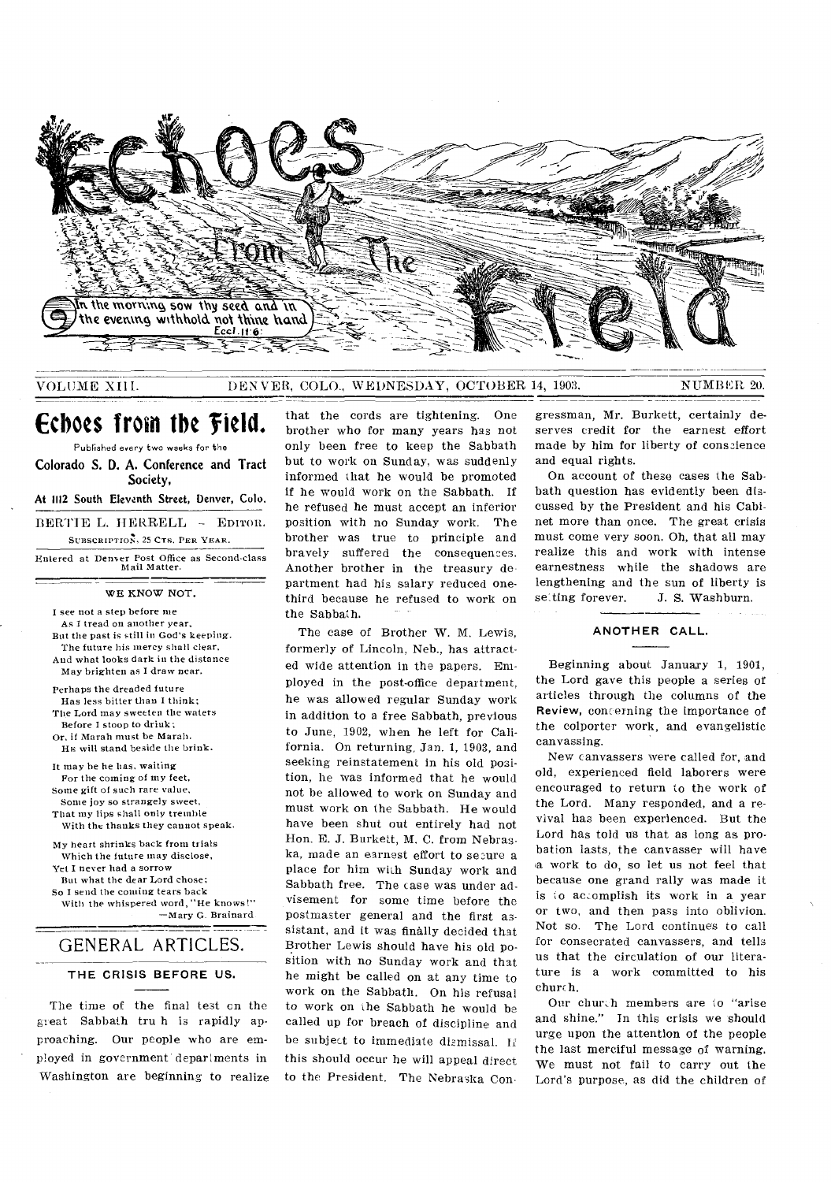# Echoes From The Field

In the morning sow thy seed and in the evening withhold not thine hand. Eccl. 11:6.

VOLUME XIII. DENVER, COLO., WEDNESDAY, OCTOBER 14, 1903. NUMBER 20.

## Echoes from the Field.

Published every two weeks for the

**Colorado S. D. A. Conference and Tract Society,**

**At 1112 South Eleventh Street, Denver, Colo.**

BERTIE L. HERRELL – EDITOR.

SUBSCRIPTION, 25 CTS. PER YEAR.

Entered at Denver Post Office as Second-class Mail Matter.

### WE KNOW NOT.

I see not a step before me
As I tread on another year,
But the past is still in God's keeping.
The future his mercy shall clear,
And what looks dark in the distance
May brighten as I draw near.

Perhaps the dreaded future
Has less bitter than I think;
The Lord may sweeten the waters
Before I stoop to drink;
Or, if Marah must be Marah,
HE will stand beside the brink.

It may be he has, waiting
For the coming of my feet,
Some gift of such rare value,
Some joy so strangely sweet,
That my lips shall only tremble
With the thanks they cannot speak.

My heart shrinks back from trials
Which the future may disclose,
Yet I never had a sorrow
But what the dear Lord chose;
So I send the coming tears back
With the whispered word, "He knows!"

—Mary G. Brainard

## GENERAL ARTICLES.

### THE CRISIS BEFORE US.

The time of the final test on the great Sabbath truth is rapidly approaching. Our people who are employed in government departments in Washington are beginning to realize that the cords are tightening. One brother who for many years has not only been free to keep the Sabbath but to work on Sunday, was suddenly informed that he would be promoted if he would work on the Sabbath. If he refused he must accept an inferior position with no Sunday work. The brother was true to principle and bravely suffered the consequences. Another brother in the treasury department had his salary reduced one-third because he refused to work on the Sabbath.

The case of Brother W. M. Lewis, formerly of Lincoln, Neb., has attracted wide attention in the papers. Employed in the post-office department, he was allowed regular Sunday work in addition to a free Sabbath, previous to June, 1902, when he left for California. On returning, Jan. 1, 1903, and seeking reinstatement in his old position, he was informed that he would not be allowed to work on Sunday and must work on the Sabbath. He would have been shut out entirely had not Hon. E. J. Burkett, M. C. from Nebraska, made an earnest effort to secure a place for him with Sunday work and Sabbath free. The case was under advisement for some time before the postmaster general and the first assistant, and it was finally decided that Brother Lewis should have his old position with no Sunday work and that he might be called on at any time to work on the Sabbath. On his refusal to work on the Sabbath he would be called up for breach of discipline and be subject to immediate dismissal. If this should occur he will appeal direct to the President. The Nebraska Congressman, Mr. Burkett, certainly deserves credit for the earnest effort made by him for liberty of conscience and equal rights.

On account of these cases the Sabbath question has evidently been discussed by the President and his Cabinet more than once. The great crisis must come very soon. Oh, that all may realize this and work with intense earnestness while the shadows are lengthening and the sun of liberty is setting forever. J. S. Washburn.

### ANOTHER CALL.

Beginning about January 1, 1901, the Lord gave this people a series of articles through the columns of the **Review,** concerning the importance of the colporter work, and evangelistic canvassing.

New canvassers were called for, and old, experienced field laborers were encouraged to return to the work of the Lord. Many responded, and a revival has been experienced. But the Lord has told us that as long as probation lasts, the canvasser will have a work to do, so let us not feel that because one grand rally was made it is to accomplish its work in a year or two, and then pass into oblivion. Not so. The Lord continues to call for consecrated canvassers, and tells us that the circulation of our literature is a work committed to his church.

Our church members are to "arise and shine." In this crisis we should urge upon the attention of the people the last merciful message of warning. We must not fail to carry out the Lord's purpose, as did the children of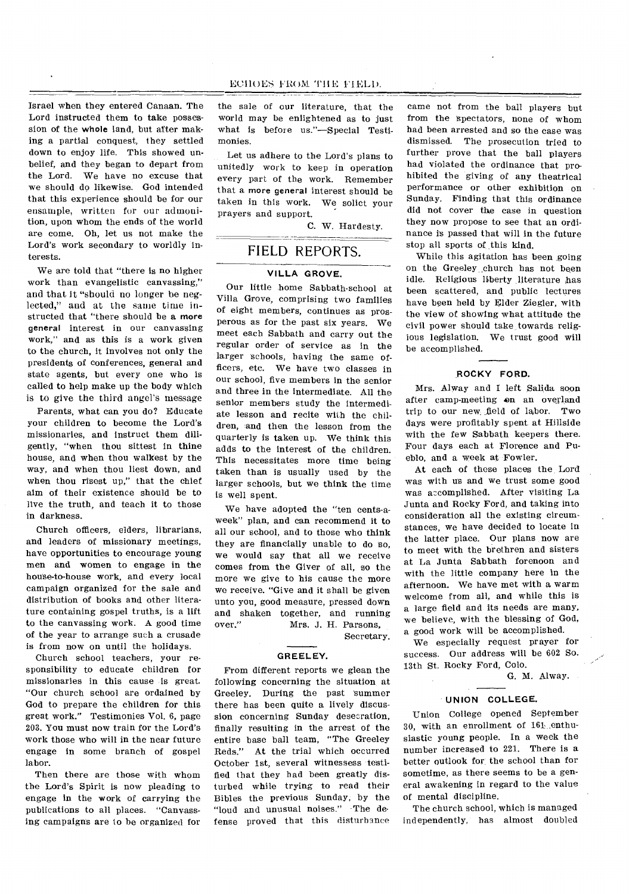Israel when they entered Canaan. The Lord instructed them to take possession of the whole land, but after making a partial conquest, they settled down to enjoy life. This showed unbelief, and they began to depart from the Lord. We have no excuse that we should do likewise. God intended that this experience should be for our ensample, written for our admonition, upon whom the ends of the world are come. Oh, let us not make the Lord's work secondary to worldly interests.

We are told that "there is no higher work than evangelistic canvassing," and that it "should no longer be neglected," and at the same time instructed that "there should be a more general interest in our canvassing work," and as this is a work given to the church, it involves not only the presidents of conferences, general and state agents, but every one who is called to help make up the body which is to give the third angel's message

Parents, what can you do? Educate your children to become the Lord's missionaries, and instruct them diligently, "when thou sittest in thine house, and when thou walkest by the way, and when thou liest down, and when thou risest up," that the chief aim of their existence should be to live the truth, and teach it to those in darkness.

Church officers, elders, librarians, and leaders of missionary meetings, have opportunities to encourage young men and women to engage in the house-to-house work, and every local campaign organized for the sale and distribution of books and other literature containing gospel truths, is a lift to the canvassing work. A good time of the year to arrange such a crusade is from now on until the holidays.

Church school teachers, your responsibility to educate children for missionaries in this cause is great. "Our church school are ordained by God to prepare the children for this great work." Testimonies Vol. 6, page 203. You must now train for the Lord's work those who will in the near future engage in some branch of gospel labor.

Then there are those with whom the Lord's Spirit is now pleading to engage in the work of carrying the publications to all places. "Canvassing campaigns are to be organized for the sale of our literature, that the world may be enlightened as to just what is before us."—Special Testimonies.

Let us adhere to the Lord's plans to unitedly work to keep in operation every part of the work. Remember that a more general interest should be taken in this work. We solict your prayers and support.

C. W. Hardesty.

## FIELD REPORTS.

### VILLA GROVE.

Our little home Sabbath-school at Villa Grove, comprising two families of eight members, continues as prosperous as for the past six years. We meet each Sabbath and carry out the regular order of service as in the larger schools, having the same officers, etc. We have two classes in our school, five members in the senior and three in the intermediate. All the senior members study the intermediate lesson and recite with the children, and then the lesson from the quarterly is taken up. We think this adds to the interest of the children. This necessitates more time being taken than is usually used by the larger schools, but we think the time is well spent.

We have adopted the "ten cents-a-week" plan, and can recommend it to all our school, and to those who think they are financially unable to do so, we would say that all we receive comes from the Giver of all, so the more we give to his cause the more we receive. "Give and it shall be given unto you, good measure, pressed down and shaken together, and running over."

Mrs. J. H. Parsons,
Secretary.

### GREELEY.

From different reports we glean the following concerning the situation at Greeley. During the past summer there has been quite a lively discussion concerning Sunday desecration, finally resulting in the arrest of the entire base ball team, "The Greeley Reds." At the trial which occurred October 1st, several witnessess testified that they had been greatly disturbed while trying to read their Bibles the previous Sunday, by the "loud and unusual noises." The defense proved that this disturbance came not from the ball players but from the spectators, none of whom had been arrested and so the case was dismissed. The prosecution tried to further prove that the ball players had violated the ordinance that prohibited the giving of any theatrical performance or other exhibition on Sunday. Finding that this ordinance did not cover the case in question they now propose to see that an ordinance is passed that will in the future stop all sports of this kind.

While this agitation has been going on the Greeley church has not been idle. Religious liberty literature has been scattered, and public lectures have been held by Elder Ziegler, with the view of showing what attitude the civil power should take towards religious legislation. We trust good will be accomplished.

### ROCKY FORD.

Mrs. Alway and I left Salida soon after camp-meeting on an overland trip to our new field of labor. Two days were profitably spent at Hillside with the few Sabbath keepers there. Four days each at Florence and Pueblo, and a week at Fowler.

At each of these places the Lord was with us and we trust some good was accomplished. After visiting La Junta and Rocky Ford, and taking into consideration all the existing circumstances, we have decided to locate in the latter place. Our plans now are to meet with the brethren and sisters at La Junta Sabbath forenoon and with the little company here in the afternoon. We have met with a warm welcome from all, and while this is a large field and its needs are many, we believe, with the blessing of God, a good work will be accomplished.

We especially request prayer for success. Our address will be 602 So. 13th St. Rocky Ford, Colo.

G. M. Alway.

### UNION COLLEGE.

Union College opened September 30, with an enrollment of 161 enthusiastic young people. In a week the number increased to 221. There is a better outlook for the school than for sometime, as there seems to be a general awakening in regard to the value of mental discipline.

The church school, which is managed independently, has almost doubled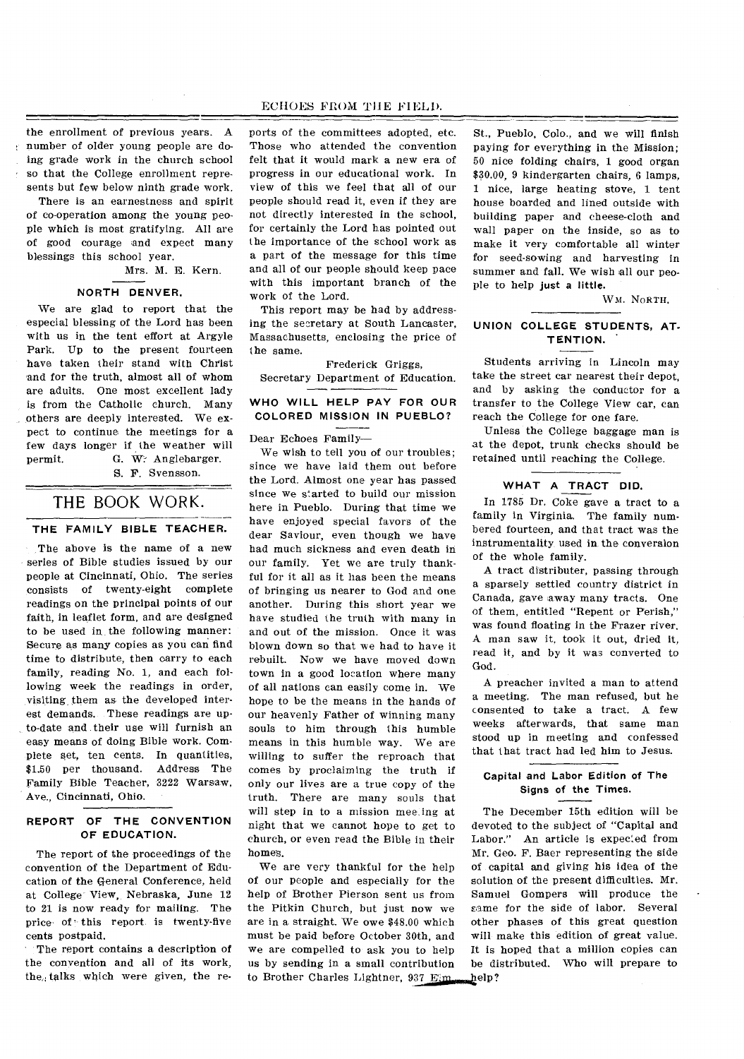the enrollment of previous years. A number of older young people are doing grade work in the church school so that the College enrollment represents but few below ninth grade work.

There is an earnestness and spirit of co-operation among the young people which is most gratifying. All are of good courage and expect many blessings this school year.

Mrs. M. E. Kern.

### NORTH DENVER.

We are glad to report that the especial blessing of the Lord has been with us in the tent effort at Argyle Park. Up to the present fourteen have taken their stand with Christ and for the truth, almost all of whom are adults. One most excellent lady is from the Catholic church. Many others are deeply interested. We expect to continue the meetings for a few days longer if the weather will permit.

G. W. Anglebarger.
S. F. Svensson.

## THE BOOK WORK.

### THE FAMILY BIBLE TEACHER.

The above is the name of a new series of Bible studies issued by our people at Cincinnati, Ohio. The series consists of twenty-eight complete readings on the principal points of our faith, in leaflet form, and are designed to be used in the following manner: Secure as many copies as you can find time to distribute, then carry to each family, reading No. 1, and each following week the readings in order, visiting them as the developed interest demands. These readings are up-to-date and their use will furnish an easy means of doing Bible work. Complete set, ten cents. In quantities, $1.50 per thousand. Address The Family Bible Teacher, 3222 Warsaw, Ave., Cincinnati, Ohio.

### REPORT OF THE CONVENTION OF EDUCATION.

The report of the proceedings of the convention of the Department of Education of the General Conference, held at College View, Nebraska, June 12 to 21 is now ready for mailing. The price of this report is twenty-five cents postpaid.

The report contains a description of the convention and all of its work, the talks which were given, the reports of the committees adopted, etc. Those who attended the convention felt that it would mark a new era of progress in our educational work. In view of this we feel that all of our people should read it, even if they are not directly interested in the school, for certainly the Lord has pointed out the importance of the school work as a part of the message for this time and all of our people should keep pace with this important branch of the work of the Lord.

This report may be had by addressing the secretary at South Lancaster, Massachusetts, enclosing the price of the same.

Frederick Griggs,
Secretary Department of Education.

### WHO WILL HELP PAY FOR OUR COLORED MISSION IN PUEBLO?

Dear Echoes Family—

We wish to tell you of our troubles; since we have laid them out before the Lord. Almost one year has passed since we started to build our mission here in Pueblo. During that time we have enjoyed special favors of the dear Saviour, even though we have had much sickness and even death in our family. Yet we are truly thankful for it all as it has been the means of bringing us nearer to God and one another. During this short year we have studied the truth with many in and out of the mission. Once it was blown down so that we had to have it rebuilt. Now we have moved down town in a good location where many of all nations can easily come in. We hope to be the means in the hands of our heavenly Father of winning many souls to him through this humble means in this humble way. We are willing to suffer the reproach that comes by proclaiming the truth if only our lives are a true copy of the truth. There are many souls that will step in to a mission meeting at night that we cannot hope to get to church, or even read the Bible in their homes.

We are very thankful for the help of our people and especially for the help of Brother Pierson sent us from the Pitkin Church, but just now we are in a straight. We owe $48.00 which must be paid before October 30th, and we are compelled to ask you to help us by sending in a small contribution to Brother Charles Lightner, 937 Elm St., Pueblo, Colo., and we will finish paying for everything in the Mission; 50 nice folding chairs, 1 good organ $30.00, 9 kindergarten chairs, 6 lamps, 1 nice, large heating stove, 1 tent house boarded and lined outside with building paper and cheese-cloth and wall paper on the inside, so as to make it very comfortable all winter for seed-sowing and harvesting in summer and fall. We wish all our people to help **just a little.**

Wm. North.

### UNION COLLEGE STUDENTS, ATTENTION.

Students arriving in Lincoln may take the street car nearest their depot, and by asking the conductor for a transfer to the College View car, can reach the College for one fare.

Unless the College baggage man is at the depot, trunk checks should be retained until reaching the College.

### WHAT A TRACT DID.

In 1785 Dr. Coke gave a tract to a family in Virginia. The family numbered fourteen, and that tract was the instrumentality used in the conversion of the whole family.

A tract distributer, passing through a sparsely settled country district in Canada, gave away many tracts. One of them, entitled "Repent or Perish," was found floating in the Frazer river. A man saw it, took it out, dried it, read it, and by it was converted to God.

A preacher invited a man to attend a meeting. The man refused, but he consented to take a tract. A few weeks afterwards, that same man stood up in meeting and confessed that that tract had led him to Jesus.

### Capital and Labor Edition of The Signs of the Times.

The December 15th edition will be devoted to the subject of "Capital and Labor." An article is expected from Mr. Geo. F. Baer representing the side of capital and giving his idea of the solution of the present difficulties. Mr. Samuel Gompers will produce the same for the side of labor. Several other phases of this great question will make this edition of great value. It is hoped that a million copies can be distributed. Who will prepare to help?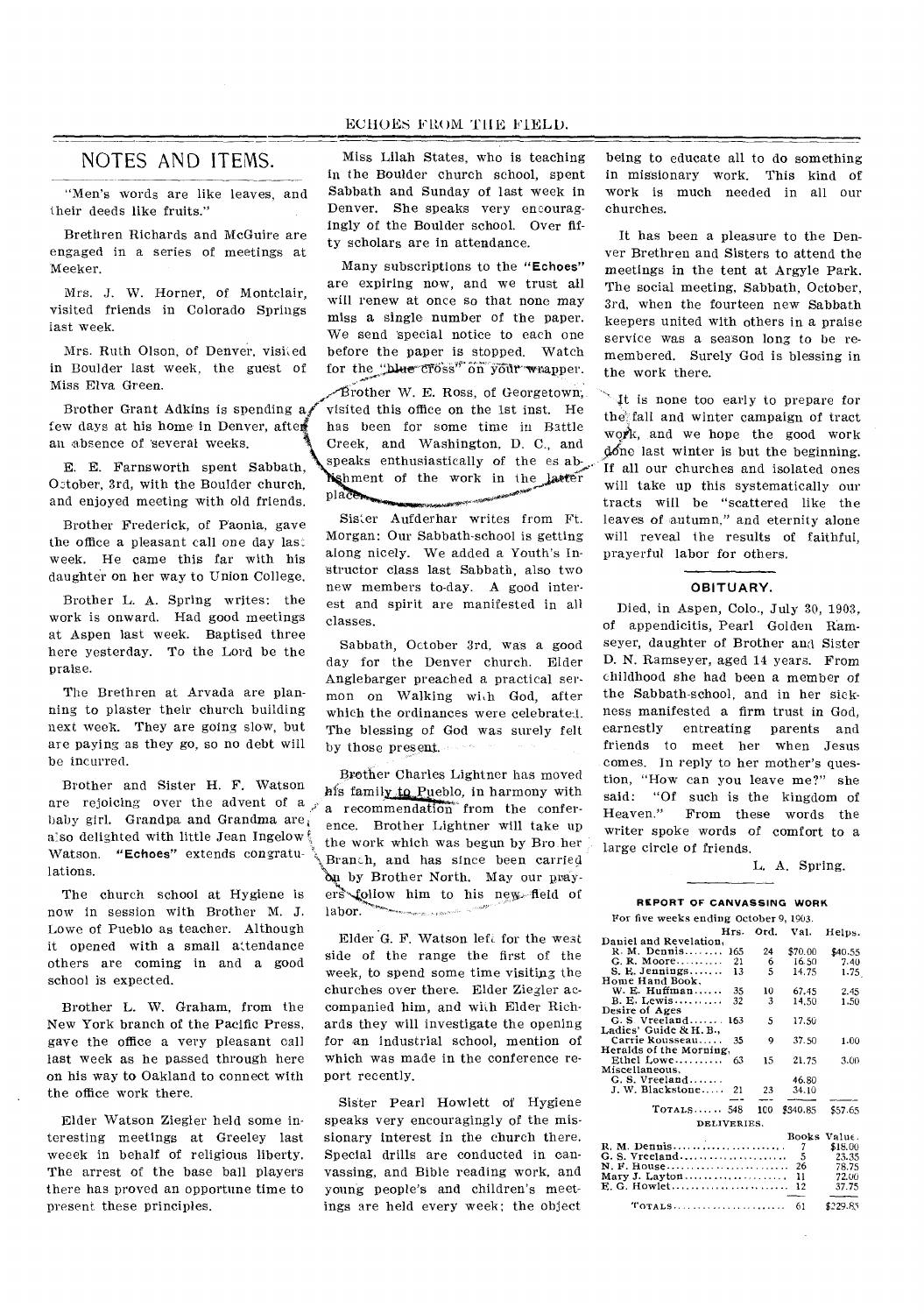## NOTES AND ITEMS.

"Men's words are like leaves, and their deeds like fruits."

Brethren Richards and McGuire are engaged in a series of meetings at Meeker.

Mrs. J. W. Horner, of Montclair, visited friends in Colorado Springs last week.

Mrs. Ruth Olson, of Denver, visited in Boulder last week, the guest of Miss Elva Green.

Brother Grant Adkins is spending a few days at his home in Denver, after an absence of several weeks.

E. E. Farnsworth spent Sabbath, October, 3rd, with the Boulder church, and enjoyed meeting with old friends.

Brother Frederick, of Paonia, gave the office a pleasant call one day last week. He came this far with his daughter on her way to Union College.

Brother L. A. Spring writes: the work is onward. Had good meetings at Aspen last week. Baptised three here yesterday. To the Lord be the praise.

The Brethren at Arvada are planning to plaster their church building next week. They are going slow, but are paying as they go, so no debt will be incurred.

Brother and Sister H. F. Watson are rejoicing over the advent of a baby girl. Grandpa and Grandma are also delighted with little Jean Ingelow Watson. **"Echoes"** extends congratulations.

The church school at Hygiene is now in session with Brother M. J. Lowe of Pueblo as teacher. Although it opened with a small attendance others are coming in and a good school is expected.

Brother L. W. Graham, from the New York branch of the Pacific Press, gave the office a very pleasant call last week as he passed through here on his way to Oakland to connect with the office work there.

Elder Watson Ziegler held some interesting meetings at Greeley last weeek in behalf of religious liberty. The arrest of the base ball players there has proved an opportune time to present these principles.

Miss Lilah States, who is teaching in the Boulder church school, spent Sabbath and Sunday of last week in Denver. She speaks very encouragingly of the Boulder school. Over fifty scholars are in attendance.

Many subscriptions to the **"Echoes"** are expiring now, and we trust all will renew at once so that none may miss a single number of the paper. We send special notice to each one before the paper is stopped. Watch for the "blue cross" on your wrapper.

Brother W. E. Ross, of Georgetown, visited this office on the 1st inst. He has been for some time in Battle Creek, and Washington, D. C., and speaks enthusiastically of the establishment of the work in the latter place.

Sister Aufderhar writes from Ft. Morgan: Our Sabbath-school is getting along nicely. We added a Youth's Instructor class last Sabbath, also two new members to-day. A good interest and spirit are manifested in all classes.

Sabbath, October 3rd, was a good day for the Denver church. Elder Anglebarger preached a practical sermon on Walking with God, after which the ordinances were celebrated. The blessing of God was surely felt by those present.

Brother Charles Lightner has moved his family to Pueblo, in harmony with a recommendation from the conference. Brother Lightner will take up the work which was begun by Brother Branch, and has since been carried on by Brother North. May our prayers follow him to his new field of labor.

Elder G. F. Watson left for the west side of the range the first of the week, to spend some time visiting the churches over there. Elder Ziegler accompanied him, and with Elder Richards they will investigate the opening for an industrial school, mention of which was made in the conference report recently.

Sister Pearl Howlett of Hygiene speaks very encouragingly of the missionary interest in the church there. Special drills are conducted in canvassing, and Bible reading work, and young people's and children's meetings are held every week; the object being to educate all to do something in missionary work. This kind of work is much needed in all our churches.

It has been a pleasure to the Denver Brethren and Sisters to attend the meetings in the tent at Argyle Park. The social meeting, Sabbath, October, 3rd, when the fourteen new Sabbath keepers united with others in a praise service was a season long to be remembered. Surely God is blessing in the work there.

It is none too early to prepare for the fall and winter campaign of tract work, and we hope the good work done last winter is but the beginning. If all our churches and isolated ones will take up this systematically our tracts will be "scattered like the leaves of autumn," and eternity alone will reveal the results of faithful, prayerful labor for others.

### OBITUARY.

Died, in Aspen, Colo., July 30, 1903, of appendicitis, Pearl Golden Ramseyer, daughter of Brother and Sister D. N. Ramseyer, aged 14 years. From childhood she had been a member of the Sabbath-school, and in her sickness manifested a firm trust in God, earnestly entreating parents and friends to meet her when Jesus comes. In reply to her mother's question, "How can you leave me?" she said: "Of such is the kingdom of Heaven." From these words the writer spoke words of comfort to a large circle of friends.

L. A. Spring.

### REPORT OF CANVASSING WORK

For five weeks ending October 9, 1903.

| | Hrs. | Ord. | Val. | Helps. |
|---|---|---|---|---|
| Daniel and Revelation. | | | | |
| R. M. Dennis | 165 | 24 | $70.00 | $40.55 |
| G. R. Moore | 21 | 6 | 16.50 | 7.40 |
| S. E. Jennings | 13 | 5 | 14.75 | 1.75 |
| Home Hand Book. | | | | |
| W. E. Huffman | 35 | 10 | 67.45 | 2.45 |
| B. E. Lewis | 32 | 3 | 14.50 | 1.50 |
| Desire of Ages | | | | |
| G. S. Vreeland | 163 | 5 | 17.50 | |
| Ladies' Guide & H. B., | | | | |
| Carrie Rousseau | 35 | 9 | 37.50 | 1.00 |
| Heralds of the Morning, | | | | |
| Ethel Lowe | 63 | 15 | 21.75 | 3.00 |
| Miscellaneous. | | | | |
| G. S. Vreeland | | | 46.80 | |
| J. W. Blackstone | 21 | 23 | 34.10 | |
| TOTALS | 548 | 100 | $340.85 | $57.65 |

DELIVERIES.

| | Books | Value. |
|---|---|---|
| R. M. Dennis | 7 | $18.00 |
| G. S. Vreeland | 5 | 23.35 |
| N. F. House | 26 | 78.75 |
| Mary J. Layton | 11 | 72.00 |
| E. G. Howlet | 12 | 37.75 |
| TOTALS | 61 | $229.85 |